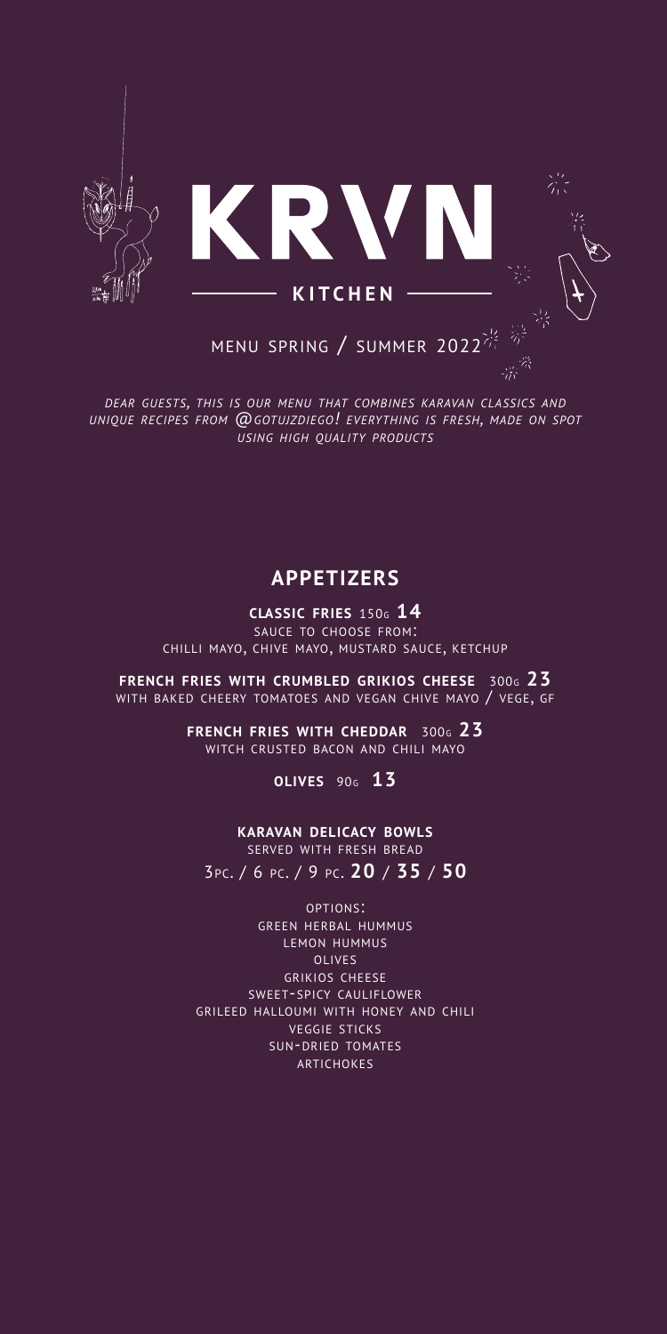# KRVN

## KITCHEN

MENU SPRING / SUMMER 2022

*DEAR GUESTS, THIS IS OUR MENU THAT COMBINES KARAVAN CLASSICS AND UNIQUE RECIPES FROM @GOTUJZDIEGO! EVERYTHING IS FRESH, MADE ON SPOT USING HIGH QUALITY PRODUCTS*

## APPETIZERS

**CLASSIC FRIES** 150G **14**
SAUCE TO CHOOSE FROM:
CHILLI MAYO, CHIVE MAYO, MUSTARD SAUCE, KETCHUP

**FRENCH FRIES WITH CRUMBLED GRIKIOS CHEESE** 300G **23**
WITH BAKED CHEERY TOMATOES AND VEGAN CHIVE MAYO / VEGE, GF

**FRENCH FRIES WITH CHEDDAR** 300G **23**
WITCH CRUSTED BACON AND CHILI MAYO

**OLIVES** 90G **13**

**KARAVAN DELICACY BOWLS**
SERVED WITH FRESH BREAD
3PC. / 6 PC. / 9 PC. **20** / **35** / **50**

OPTIONS:
GREEN HERBAL HUMMUS
LEMON HUMMUS
OLIVES
GRIKIOS CHEESE
SWEET-SPICY CAULIFLOWER
GRILEED HALLOUMI WITH HONEY AND CHILI
VEGGIE STICKS
SUN-DRIED TOMATES
ARTICHOKES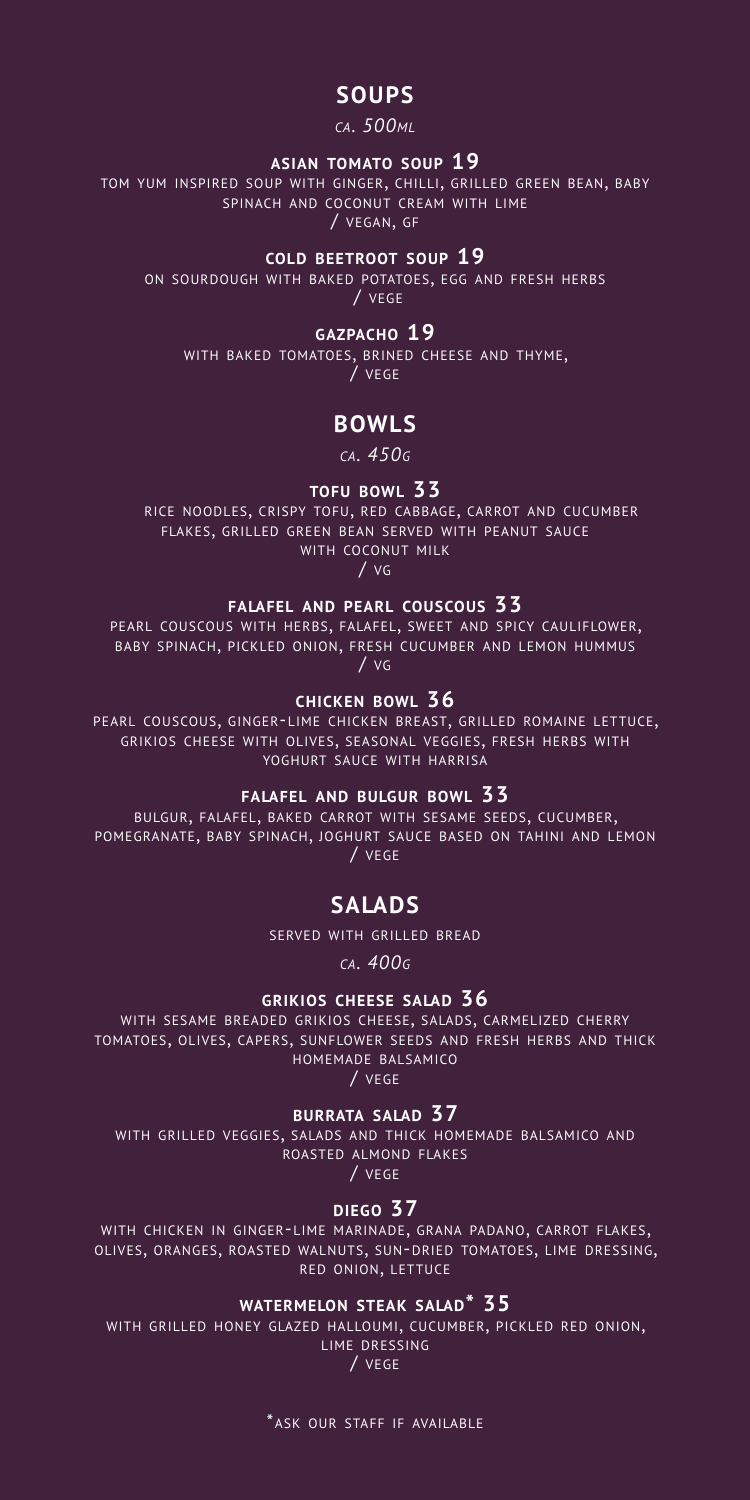## SOUPS

*ca. 500ml*

### ASIAN TOMATO SOUP 19

TOM YUM INSPIRED SOUP WITH GINGER, CHILLI, GRILLED GREEN BEAN, BABY SPINACH AND COCONUT CREAM WITH LIME

/ VEGAN, GF

### COLD BEETROOT SOUP 19

ON SOURDOUGH WITH BAKED POTATOES, EGG AND FRESH HERBS

/ VEGE

### GAZPACHO 19

WITH BAKED TOMATOES, BRINED CHEESE AND THYME,

/ VEGE

## BOWLS

*ca. 450g*

### TOFU BOWL 33

RICE NOODLES, CRISPY TOFU, RED CABBAGE, CARROT AND CUCUMBER FLAKES, GRILLED GREEN BEAN SERVED WITH PEANUT SAUCE WITH COCONUT MILK

/ VG

### FALAFEL AND PEARL COUSCOUS 33

PEARL COUSCOUS WITH HERBS, FALAFEL, SWEET AND SPICY CAULIFLOWER, BABY SPINACH, PICKLED ONION, FRESH CUCUMBER AND LEMON HUMMUS

/ VG

### CHICKEN BOWL 36

PEARL COUSCOUS, GINGER-LIME CHICKEN BREAST, GRILLED ROMAINE LETTUCE, GRIKIOS CHEESE WITH OLIVES, SEASONAL VEGGIES, FRESH HERBS WITH YOGHURT SAUCE WITH HARRISA

### FALAFEL AND BULGUR BOWL 33

BULGUR, FALAFEL, BAKED CARROT WITH SESAME SEEDS, CUCUMBER, POMEGRANATE, BABY SPINACH, JOGHURT SAUCE BASED ON TAHINI AND LEMON

/ VEGE

## SALADS

SERVED WITH GRILLED BREAD

*ca. 400g*

### GRIKIOS CHEESE SALAD 36

WITH SESAME BREADED GRIKIOS CHEESE, SALADS, CARMELIZED CHERRY TOMATOES, OLIVES, CAPERS, SUNFLOWER SEEDS AND FRESH HERBS AND THICK HOMEMADE BALSAMICO

/ VEGE

### BURRATA SALAD 37

WITH GRILLED VEGGIES, SALADS AND THICK HOMEMADE BALSAMICO AND ROASTED ALMOND FLAKES

/ VEGE

### DIEGO 37

WITH CHICKEN IN GINGER-LIME MARINADE, GRANA PADANO, CARROT FLAKES, OLIVES, ORANGES, ROASTED WALNUTS, SUN-DRIED TOMATOES, LIME DRESSING, RED ONION, LETTUCE

### WATERMELON STEAK SALAD* 35

WITH GRILLED HONEY GLAZED HALLOUMI, CUCUMBER, PICKLED RED ONION, LIME DRESSING

/ VEGE

*ASK OUR STAFF IF AVAILABLE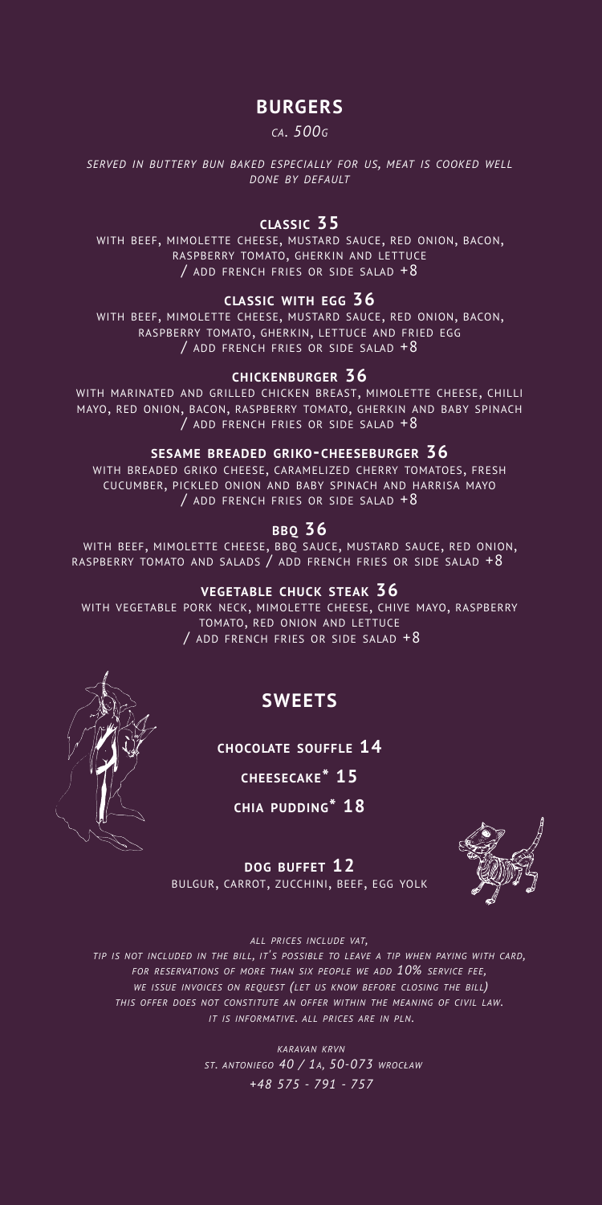## BURGERS

*ca. 500g*

*served in buttery bun baked especially for us, meat is cooked well done by default*

### classic 35

with beef, mimolette cheese, mustard sauce, red onion, bacon, raspberry tomato, gherkin and lettuce / add french fries or side salad +8

### classic with egg 36

with beef, mimolette cheese, mustard sauce, red onion, bacon, raspberry tomato, gherkin, lettuce and fried egg / add french fries or side salad +8

### chickenburger 36

with marinated and grilled chicken breast, mimolette cheese, chilli mayo, red onion, bacon, raspberry tomato, gherkin and baby spinach / add french fries or side salad +8

### sesame breaded griko-cheeseburger 36

with breaded griko cheese, caramelized cherry tomatoes, fresh cucumber, pickled onion and baby spinach and harrisa mayo / add french fries or side salad +8

### bbq 36

with beef, mimolette cheese, bbq sauce, mustard sauce, red onion, raspberry tomato and salads / add french fries or side salad +8

### vegetable chuck steak 36

with vegetable pork neck, mimolette cheese, chive mayo, raspberry tomato, red onion and lettuce / add french fries or side salad +8

## SWEETS

**chocolate souffle 14**

**cheesecake* 15**

**chia pudding* 18**

**dog buffet 12**

bulgur, carrot, zucchini, beef, egg yolk

*all prices include vat,*
*tip is not included in the bill, it's possible to leave a tip when paying with card,*
*for reservations of more than six people we add 10% service fee,*
*we issue invoices on request (let us know before closing the bill)*
*this offer does not constitute an offer within the meaning of civil law.*
*it is informative. all prices are in pln.*

*karavan krvn*
*st. antoniego 40 / 1a, 50-073 wrocław*
*+48 575 - 791 - 757*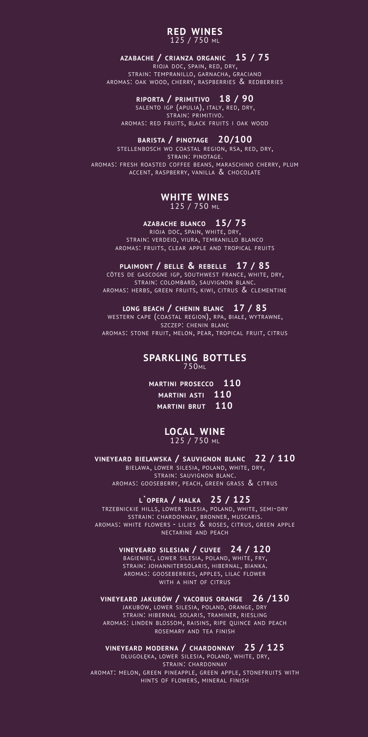## RED WINES
125 / 750 ML

**AZABACHE / CRIANZA ORGANIC 15 / 75**
RIOJA DOC, SPAIN, RED, DRY,
STRAIN: TEMPRANILLO, GARNACHA, GRACIANO
AROMAS: OAK WOOD, CHERRY, RASPBERRIES & REDBERRIES

**RIPORTA / PRIMITIVO 18 / 90**
SALENTO IGP (APULIA), ITALY, RED, DRY,
STRAIN: PRIMITIVO.
AROMAS: RED FRUITS, BLACK FRUITS I OAK WOOD

**BARISTA / PINOTAGE 20/100**
STELLENBOSCH WO COASTAL REGION, RSA, RED, DRY,
STRAIN: PINOTAGE.
AROMAS: FRESH ROASTED COFFEE BEANS, MARASCHINO CHERRY, PLUM ACCENT, RASPBERRY, VANILLA & CHOCOLATE

## WHITE WINES
125 / 750 ML

**AZABACHE BLANCO 15/ 75**
RIOJA DOC, SPAIN, WHITE, DRY,
STRAIN: VERDEIO, VIURA, TEMRANILLO BLANCO
AROMAS: FRUITS, CLEAR APPLE AND TROPICAL FRUITS

**PLAIMONT / BELLE & REBELLE 17 / 85**
CÔTES DE GASCOGNE IGP, SOUTHWEST FRANCE, WHITE, DRY,
STRAIN: COLOMBARD, SAUVIGNON BLANC.
AROMAS: HERBS, GREEN FRUITS, KIWI, CITRUS & CLEMENTINE

**LONG BEACH / CHENIN BLANC 17 / 85**
WESTERN CAPE (COASTAL REGION), RPA, BIAŁE, WYTRAWNE,
SZCZEP: CHENIN BLANC
AROMAS: STONE FRUIT, MELON, PEAR, TROPICAL FRUIT, CITRUS

## SPARKLING BOTTLES
750ML

**MARTINI PROSECCO 110**
**MARTINI ASTI 110**
**MARTINI BRUT 110**

## LOCAL WINE
125 / 750 ML

**VINEYEARD BIELAWSKA / SAUVIGNON BLANC 22 / 110**
BIELAWA, LOWER SILESIA, POLAND, WHITE, DRY,
STRAIN: SAUVIGNON BLANC.
AROMAS: GOOSEBERRY, PEACH, GREEN GRASS & CITRUS

**L`OPERA / HALKA 25 / 125**
TRZEBNICKIE HILLS, LOWER SILESIA, POLAND, WHITE, SEMI-DRY
SSTRAIN: CHARDONNAY, BRONNER, MUSCARIS.
AROMAS: WHITE FLOWERS - LILIES & ROSES, CITRUS, GREEN APPLE NECTARINE AND PEACH

**VINEYEARD SILESIAN / CUVEE 24 / 120**
BAGIENIEC, LOWER SILESIA, POLAND, WHITE, FRY,
STRAIN: JOHANNITERSOLARIS, HIBERNAL, BIANKA.
AROMAS: GOOSEBERRIES, APPLES, LILAC FLOWER WITH A HINT OF CITRUS

**VINEYEARD JAKUBÓW / YACOBUS ORANGE 26 /130**
JAKUBÓW, LOWER SILESIA, POLAND, ORANGE, DRY
STRAIN: HIBERNAL SOLARIS, TRAMINER, RIESLING
AROMAS: LINDEN BLOSSOM, RAISINS, RIPE QUINCE AND PEACH ROSEMARY AND TEA FINISH

**VINEYEARD MODERNA / CHARDONNAY 25 / 125**
DŁUGOŁĘKA, LOWER SILESIA, POLAND, WHITE, DRY,
STRAIN: CHARDONNAY
AROMAT: MELON, GREEN PINEAPPLE, GREEN APPLE, STONEFRUITS WITH HINTS OF FLOWERS, MINERAL FINISH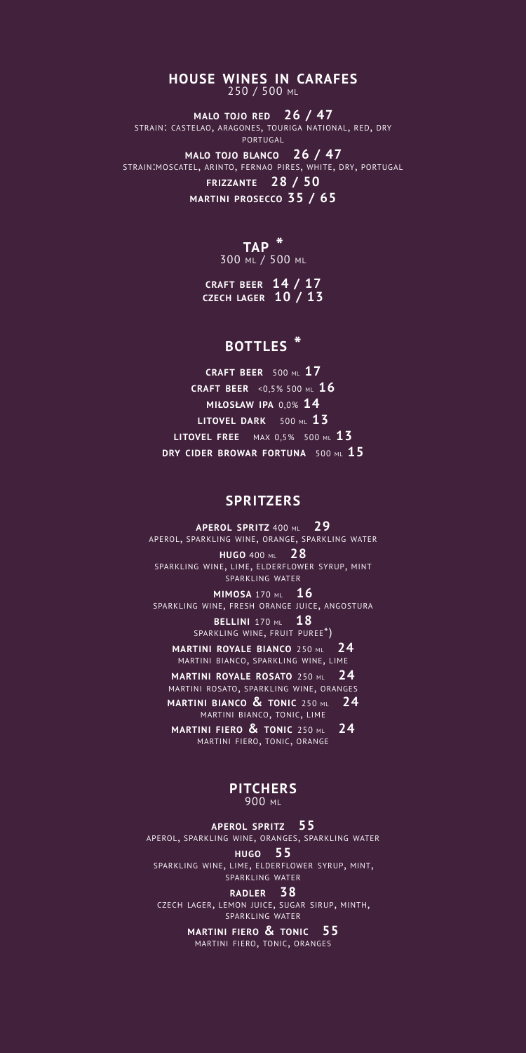## HOUSE WINES IN CARAFES
250 / 500 ML

**MALO TOJO RED** **26 / 47**
STRAIN: CASTELAO, ARAGONES, TOURIGA NATIONAL, RED, DRY PORTUGAL

**MALO TOJO BLANCO** **26 / 47**
STRAIN:MOSCATEL, ARINTO, FERNAO PIRES, WHITE, DRY, PORTUGAL

**FRIZZANTE** **28 / 50**

**MARTINI PROSECCO** **35 / 65**

## TAP *
300 ML / 500 ML

**CRAFT BEER** **14 / 17**
**CZECH LAGER** **10 / 13**

## BOTTLES *

**CRAFT BEER** 500 ML **17**
**CRAFT BEER** <0,5% 500 ML **16**
**MIŁOSŁAW IPA** 0,0% **14**
**LITOVEL DARK** 500 ML **13**
**LITOVEL FREE** MAX 0,5% 500 ML **13**
**DRY CIDER BROWAR FORTUNA** 500 ML **15**

## SPRITZERS

**APEROL SPRITZ** 400 ML **29**
APEROL, SPARKLING WINE, ORANGE, SPARKLING WATER

**HUGO** 400 ML **28**
SPARKLING WINE, LIME, ELDERFLOWER SYRUP, MINT SPARKLING WATER

**MIMOSA** 170 ML **16**
SPARKLING WINE, FRESH ORANGE JUICE, ANGOSTURA

**BELLINI** 170 ML **18**
SPARKLING WINE, FRUIT PUREE*)

**MARTINI ROYALE BIANCO** 250 ML **24**
MARTINI BIANCO, SPARKLING WINE, LIME

**MARTINI ROYALE ROSATO** 250 ML **24**
MARTINI ROSATO, SPARKLING WINE, ORANGES

**MARTINI BIANCO & TONIC** 250 ML **24**
MARTINI BIANCO, TONIC, LIME

**MARTINI FIERO & TONIC** 250 ML **24**
MARTINI FIERO, TONIC, ORANGE

## PITCHERS
900 ML

**APEROL SPRITZ** **55**
APEROL, SPARKLING WINE, ORANGES, SPARKLING WATER

**HUGO** **55**
SPARKLING WINE, LIME, ELDERFLOWER SYRUP, MINT, SPARKLING WATER

**RADLER** **38**
CZECH LAGER, LEMON JUICE, SUGAR SIRUP, MINTH, SPARKLING WATER

**MARTINI FIERO & TONIC** **55**
MARTINI FIERO, TONIC, ORANGES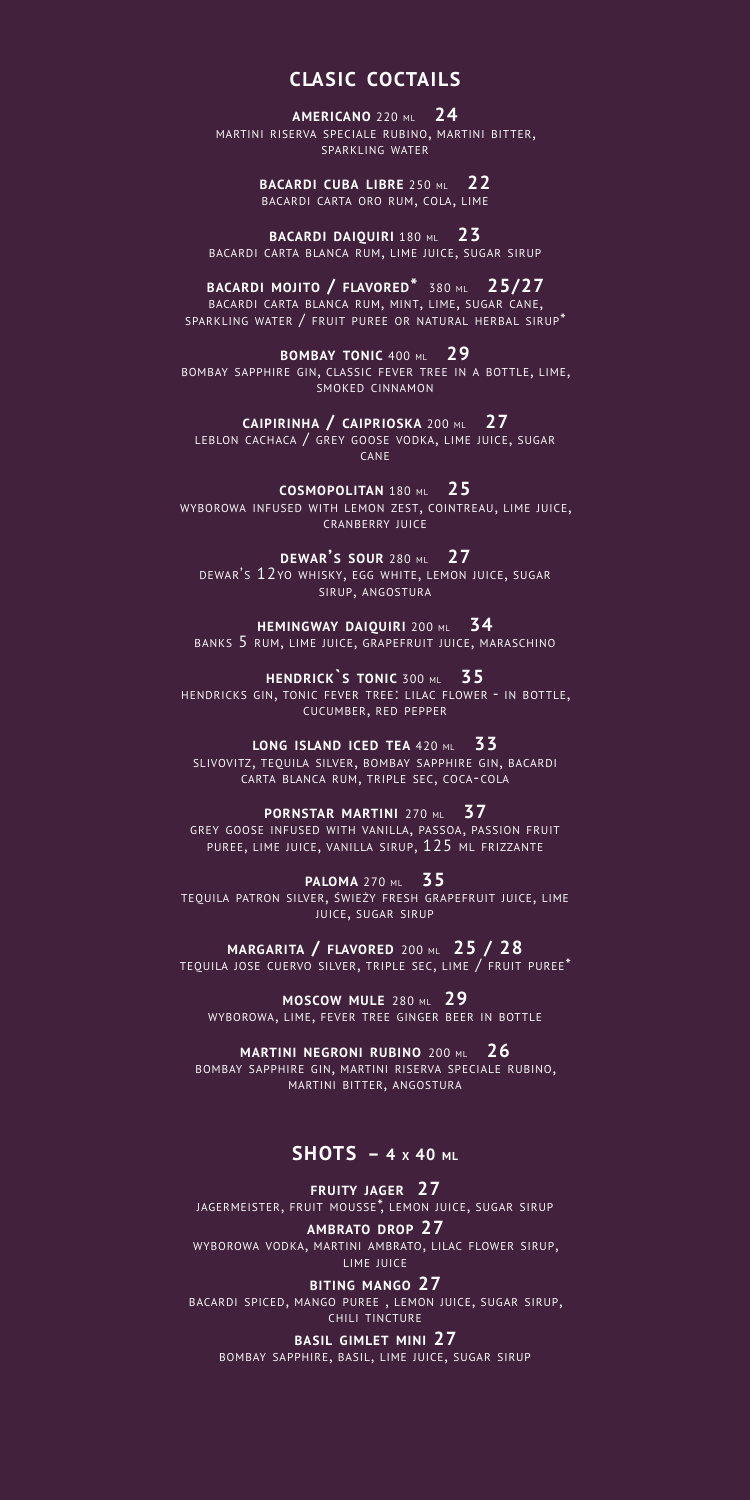## CLASIC COCTAILS

**AMERICANO** 220 ML **24**
MARTINI RISERVA SPECIALE RUBINO, MARTINI BITTER, SPARKLING WATER

**BACARDI CUBA LIBRE** 250 ML **22**
BACARDI CARTA ORO RUM, COLA, LIME

**BACARDI DAIQUIRI** 180 ML **23**
BACARDI CARTA BLANCA RUM, LIME JUICE, SUGAR SIRUP

**BACARDI MOJITO / FLAVORED*** 380 ML **25/27**
BACARDI CARTA BLANCA RUM, MINT, LIME, SUGAR CANE, SPARKLING WATER / FRUIT PUREE OR NATURAL HERBAL SIRUP*

**BOMBAY TONIC** 400 ML **29**
BOMBAY SAPPHIRE GIN, CLASSIC FEVER TREE IN A BOTTLE, LIME, SMOKED CINNAMON

**CAIPIRINHA / CAIPRIOSKA** 200 ML **27**
LEBLON CACHACA / GREY GOOSE VODKA, LIME JUICE, SUGAR CANE

**COSMOPOLITAN** 180 ML **25**
WYBOROWA INFUSED WITH LEMON ZEST, COINTREAU, LIME JUICE, CRANBERRY JUICE

**DEWAR'S SOUR** 280 ML **27**
DEWAR'S 12YO WHISKY, EGG WHITE, LEMON JUICE, SUGAR SIRUP, ANGOSTURA

**HEMINGWAY DAIQUIRI** 200 ML **34**
BANKS 5 RUM, LIME JUICE, GRAPEFRUIT JUICE, MARASCHINO

**HENDRICK`S TONIC** 300 ML **35**
HENDRICKS GIN, TONIC FEVER TREE: LILAC FLOWER - IN BOTTLE, CUCUMBER, RED PEPPER

**LONG ISLAND ICED TEA** 420 ML **33**
SLIVOVITZ, TEQUILA SILVER, BOMBAY SAPPHIRE GIN, BACARDI CARTA BLANCA RUM, TRIPLE SEC, COCA-COLA

**PORNSTAR MARTINI** 270 ML **37**
GREY GOOSE INFUSED WITH VANILLA, PASSOA, PASSION FRUIT PUREE, LIME JUICE, VANILLA SIRUP, 125 ML FRIZZANTE

**PALOMA** 270 ML **35**
TEQUILA PATRON SILVER, ŚWIEŻY FRESH GRAPEFRUIT JUICE, LIME JUICE, SUGAR SIRUP

**MARGARITA / FLAVORED** 200 ML **25 / 28**
TEQUILA JOSE CUERVO SILVER, TRIPLE SEC, LIME / FRUIT PUREE*

**MOSCOW MULE** 280 ML **29**
WYBOROWA, LIME, FEVER TREE GINGER BEER IN BOTTLE

**MARTINI NEGRONI RUBINO** 200 ML **26**
BOMBAY SAPPHIRE GIN, MARTINI RISERVA SPECIALE RUBINO, MARTINI BITTER, ANGOSTURA

## SHOTS – 4 X 40 ML

**FRUITY JAGER 27**
JAGERMEISTER, FRUIT MOUSSE*, LEMON JUICE, SUGAR SIRUP

**AMBRATO DROP 27**
WYBOROWA VODKA, MARTINI AMBRATO, LILAC FLOWER SIRUP, LIME JUICE

**BITING MANGO 27**
BACARDI SPICED, MANGO PUREE , LEMON JUICE, SUGAR SIRUP, CHILI TINCTURE

**BASIL GIMLET MINI 27**
BOMBAY SAPPHIRE, BASIL, LIME JUICE, SUGAR SIRUP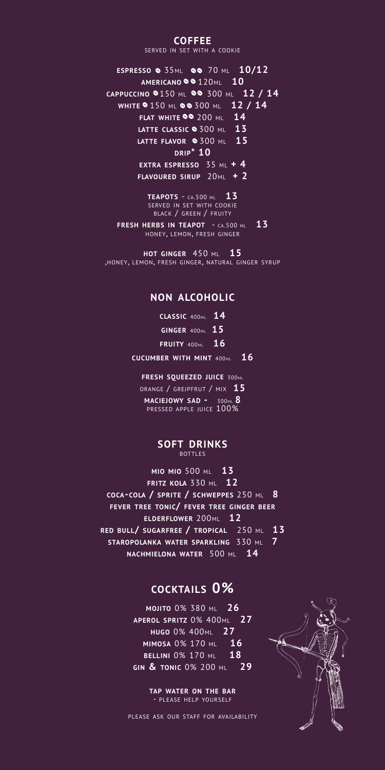## COFFEE

SERVED IN SET WITH A COOKIE

**ESPRESSO** ● 35ML ●● 70 ML **10/12**

**AMERICANO** ●● 120ML **10**

**CAPPUCCINO** ● 150 ML ●● 300 ML **12 / 14**

**WHITE** ● 150 ML ●● 300 ML **12 / 14**

**FLAT WHITE** ●● 200 ML **14**

**LATTE CLASSIC** ● 300 ML **13**

**LATTE FLAVOR** ● 300 ML **15**

**DRIP*** **10**

**EXTRA ESPRESSO** 35 ML **+ 4**

**FLAVOURED SIRUP** 20ML **+ 2**

**TEAPOTS** - CA.500 ML **13**
SERVED IN SET WITH COOKIE
BLACK / GREEN / FRUITY

**FRESH HERBS IN TEAPOT** - CA.500 ML **13**
HONEY, LEMON, FRESH GINGER

**HOT GINGER** 450 ML **15**
,HONEY, LEMON, FRESH GINGER, NATURAL GINGER SYRUP

## NON ALCOHOLIC

**CLASSIC** 400ML **14**

**GINGER** 400ML **15**

**FRUITY** 400ML **16**

**CUCUMBER WITH MINT** 400ML **16**

**FRESH SQUEEZED JUICE** 300ML
ORANGE / GREJPFRUT / MIX **15**

**MACIEJOWY SAD -** 300ML **8**
PRESSED APPLE JUICE 100%

## SOFT DRINKS

BOTTLES

**MIO MIO** 500 ML **13**

**FRITZ KOLA** 330 ML **12**

**COCA-COLA / SPRITE / SCHWEPPES** 250 ML **8**

**FEVER TREE TONIC/ FEVER TREE GINGER BEER**

**ELDERFLOWER** 200ML **12**

**RED BULL/ SUGARFREE / TROPICAL** 250 ML **13**

**STAROPOLANKA WATER SPARKLING** 330 ML **7**

**NACHMIELONA WATER** 500 ML **14**

## COCKTAILS 0%

**MOJITO** 0% 380 ML **26**

**APEROL SPRITZ** 0% 400ML **27**

**HUGO** 0% 400ML **27**

**MIMOSA** 0% 170 ML **16**

**BELLINI** 0% 170 ML **18**

**GIN & TONIC** 0% 200 ML **29**

**TAP WATER ON THE BAR**
- PLEASE HELP YOURSELF

PLEASE ASK OUR STAFF FOR AVAILABILITY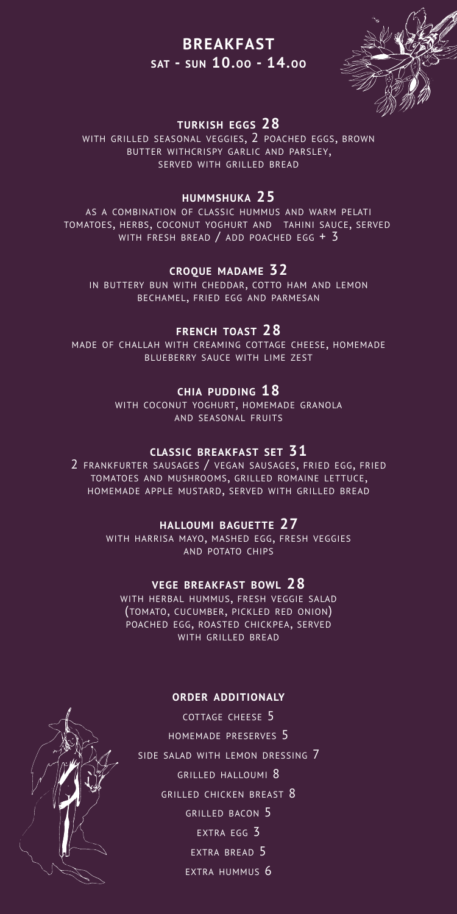# BREAKFAST

**SAT - SUN 10.00 - 14.00**

### TURKISH EGGS 28

WITH GRILLED SEASONAL VEGGIES, 2 POACHED EGGS, BROWN BUTTER WITHCRISPY GARLIC AND PARSLEY, SERVED WITH GRILLED BREAD

### HUMMSHUKA 25

AS A COMBINATION OF CLASSIC HUMMUS AND WARM PELATI TOMATOES, HERBS, COCONUT YOGHURT AND TAHINI SAUCE, SERVED WITH FRESH BREAD / ADD POACHED EGG + 3

### CROQUE MADAME 32

IN BUTTERY BUN WITH CHEDDAR, COTTO HAM AND LEMON BECHAMEL, FRIED EGG AND PARMESAN

### FRENCH TOAST 28

MADE OF CHALLAH WITH CREAMING COTTAGE CHEESE, HOMEMADE BLUEBERRY SAUCE WITH LIME ZEST

### CHIA PUDDING 18

WITH COCONUT YOGHURT, HOMEMADE GRANOLA AND SEASONAL FRUITS

### CLASSIC BREAKFAST SET 31

2 FRANKFURTER SAUSAGES / VEGAN SAUSAGES, FRIED EGG, FRIED TOMATOES AND MUSHROOMS, GRILLED ROMAINE LETTUCE, HOMEMADE APPLE MUSTARD, SERVED WITH GRILLED BREAD

### HALLOUMI BAGUETTE 27

WITH HARRISA MAYO, MASHED EGG, FRESH VEGGIES AND POTATO CHIPS

### VEGE BREAKFAST BOWL 28

WITH HERBAL HUMMUS, FRESH VEGGIE SALAD (TOMATO, CUCUMBER, PICKLED RED ONION) POACHED EGG, ROASTED CHICKPEA, SERVED WITH GRILLED BREAD

### ORDER ADDITIONALY

COTTAGE CHEESE 5

HOMEMADE PRESERVES 5

SIDE SALAD WITH LEMON DRESSING 7

GRILLED HALLOUMI 8

GRILLED CHICKEN BREAST 8

GRILLED BACON 5

EXTRA EGG 3

EXTRA BREAD 5

EXTRA HUMMUS 6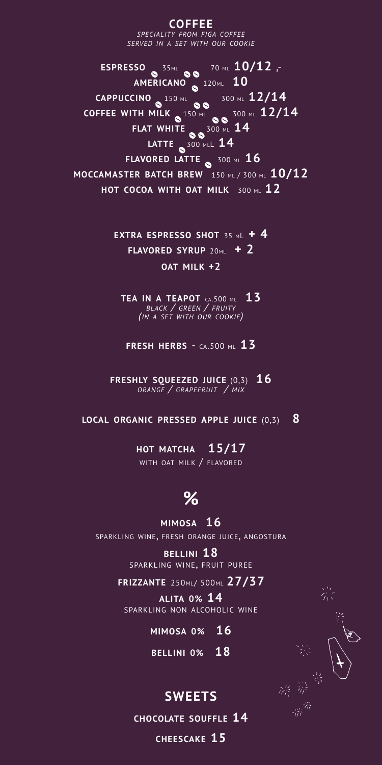## COFFEE

*SPECIALITY FROM FIGA COFFEE*
*SERVED IN A SET WITH OUR COOKIE*

**ESPRESSO** 35ML 70 ML **10/12 ,-**

**AMERICANO** 120ML **10**

**CAPPUCCINO** 150 ML 300 ML **12/14**

**COFFEE WITH MILK** 150 ML 300 ML **12/14**

**FLAT WHITE** 300 ML **14**

**LATTE** 300 MLL **14**

**FLAVORED LATTE** 300 ML **16**

**MOCCAMASTER BATCH BREW** 150 ML / 300 ML **10/12**

**HOT COCOA WITH OAT MILK** 300 ML **12**

**EXTRA ESPRESSO SHOT** 35 ML **+ 4**

**FLAVORED SYRUP** 20ML **+ 2**

**OAT MILK +2**

**TEA IN A TEAPOT** CA.500 ML **13**
*BLACK / GREEN / FRUITY*
*(IN A SET WITH OUR COOKIE)*

**FRESH HERBS** - CA.500 ML **13**

**FRESHLY SQUEEZED JUICE** (0,3) **16**
*ORANGE / GRAPEFRUIT / MIX*

**LOCAL ORGANIC PRESSED APPLE JUICE** (0,3) **8**

**HOT MATCHA 15/17**
WITH OAT MILK / FLAVORED

## %

**MIMOSA 16**
SPARKLING WINE, FRESH ORANGE JUICE, ANGOSTURA

**BELLINI 18**
SPARKLING WINE, FRUIT PUREE

**FRIZZANTE** 250ML/ 500ML **27/37**

**ALITA 0% 14**
SPARKLING NON ALCOHOLIC WINE

**MIMOSA 0% 16**

**BELLINI 0% 18**

## SWEETS

**CHOCOLATE SOUFFLE 14**

**CHEESCAKE 15**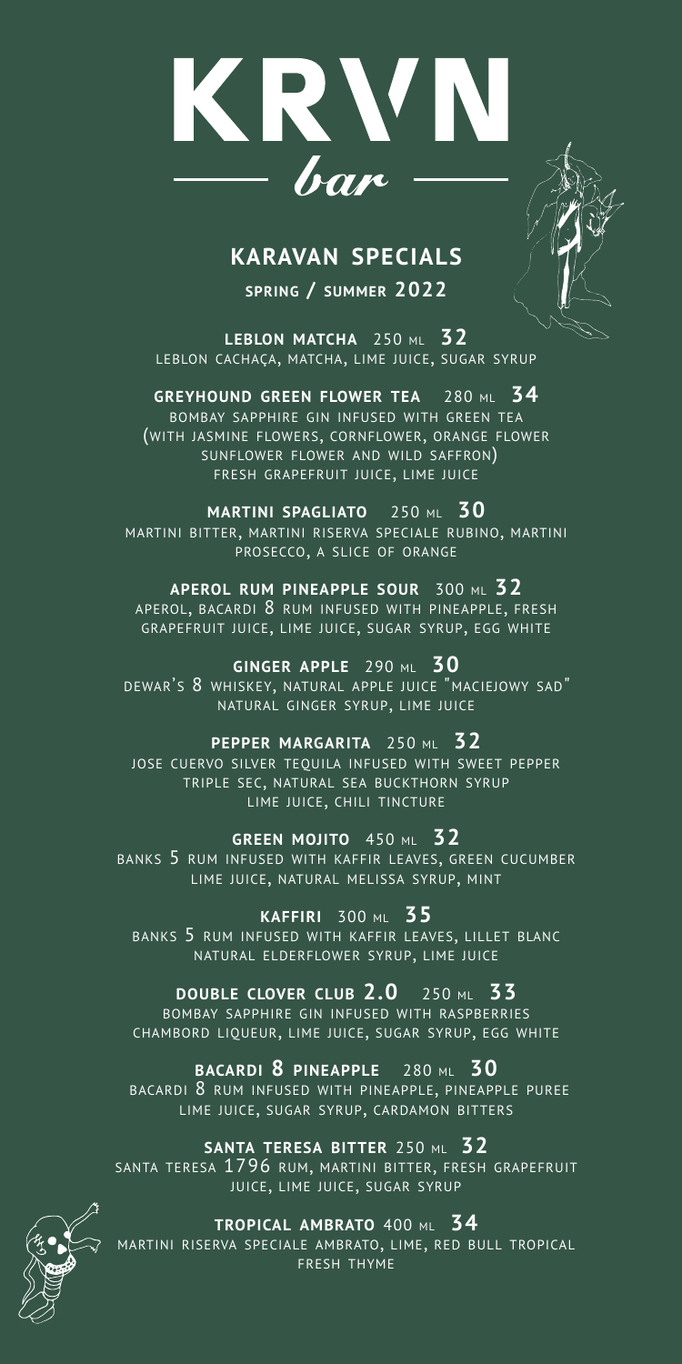# KRVN bar

## KARAVAN SPECIALS

**SPRING / SUMMER 2022**

**LEBLON MATCHA** 250 ML **32**
LEBLON CACHAÇA, MATCHA, LIME JUICE, SUGAR SYRUP

**GREYHOUND GREEN FLOWER TEA** 280 ML **34**
BOMBAY SAPPHIRE GIN INFUSED WITH GREEN TEA
(WITH JASMINE FLOWERS, CORNFLOWER, ORANGE FLOWER
SUNFLOWER FLOWER AND WILD SAFFRON)
FRESH GRAPEFRUIT JUICE, LIME JUICE

**MARTINI SPAGLIATO** 250 ML **30**
MARTINI BITTER, MARTINI RISERVA SPECIALE RUBINO, MARTINI PROSECCO, A SLICE OF ORANGE

**APEROL RUM PINEAPPLE SOUR** 300 ML **32**
APEROL, BACARDI 8 RUM INFUSED WITH PINEAPPLE, FRESH GRAPEFRUIT JUICE, LIME JUICE, SUGAR SYRUP, EGG WHITE

**GINGER APPLE** 290 ML **30**
DEWAR'S 8 WHISKEY, NATURAL APPLE JUICE "MACIEJOWY SAD"
NATURAL GINGER SYRUP, LIME JUICE

**PEPPER MARGARITA** 250 ML **32**
JOSE CUERVO SILVER TEQUILA INFUSED WITH SWEET PEPPER
TRIPLE SEC, NATURAL SEA BUCKTHORN SYRUP
LIME JUICE, CHILI TINCTURE

**GREEN MOJITO** 450 ML **32**
BANKS 5 RUM INFUSED WITH KAFFIR LEAVES, GREEN CUCUMBER
LIME JUICE, NATURAL MELISSA SYRUP, MINT

**KAFFIRI** 300 ML **35**
BANKS 5 RUM INFUSED WITH KAFFIR LEAVES, LILLET BLANC
NATURAL ELDERFLOWER SYRUP, LIME JUICE

**DOUBLE CLOVER CLUB 2.0** 250 ML **33**
BOMBAY SAPPHIRE GIN INFUSED WITH RASPBERRIES
CHAMBORD LIQUEUR, LIME JUICE, SUGAR SYRUP, EGG WHITE

**BACARDI 8 PINEAPPLE** 280 ML **30**
BACARDI 8 RUM INFUSED WITH PINEAPPLE, PINEAPPLE PUREE
LIME JUICE, SUGAR SYRUP, CARDAMON BITTERS

**SANTA TERESA BITTER** 250 ML **32**
SANTA TERESA 1796 RUM, MARTINI BITTER, FRESH GRAPEFRUIT JUICE, LIME JUICE, SUGAR SYRUP

**TROPICAL AMBRATO** 400 ML **34**
MARTINI RISERVA SPECIALE AMBRATO, LIME, RED BULL TROPICAL
FRESH THYME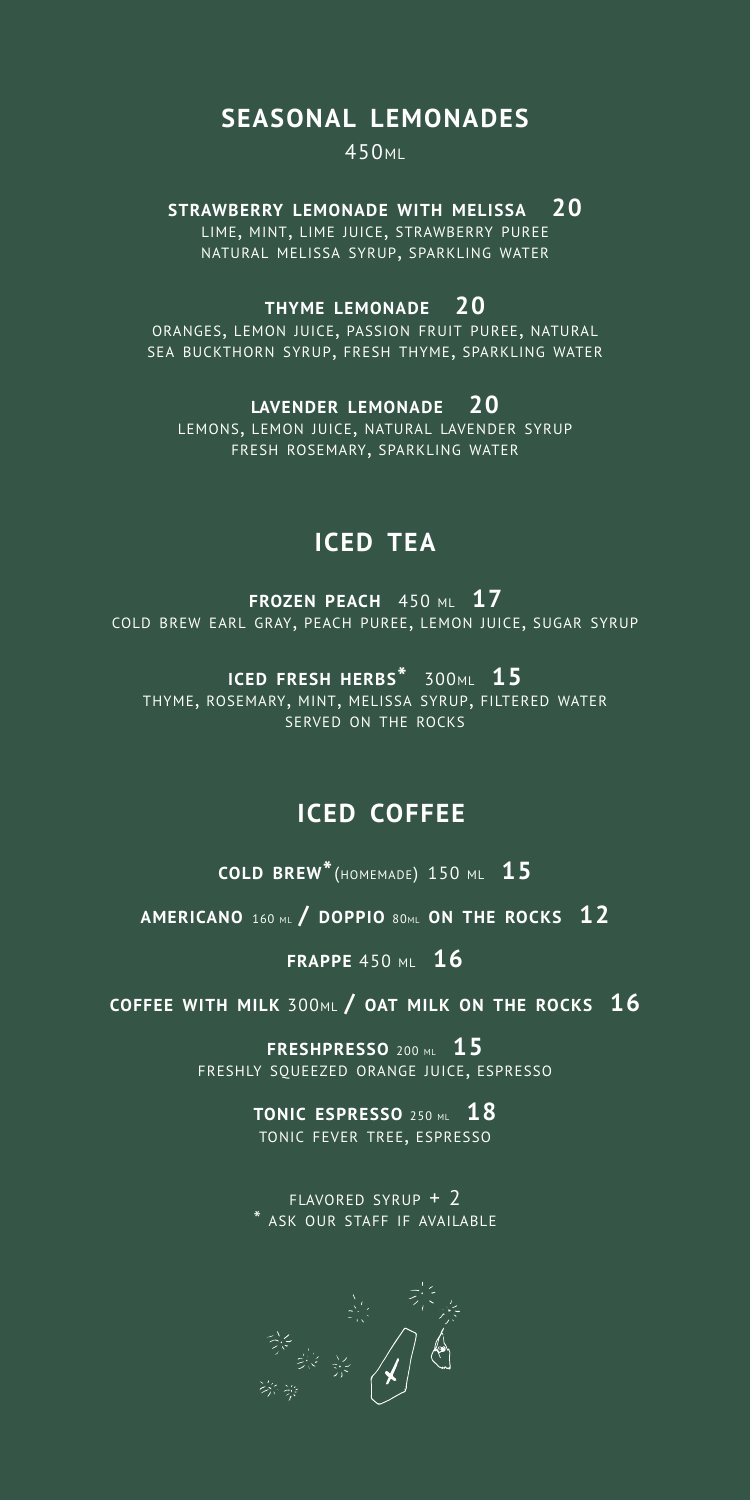## SEASONAL LEMONADES

450ML

**STRAWBERRY LEMONADE WITH MELISSA 20**
LIME, MINT, LIME JUICE, STRAWBERRY PUREE
NATURAL MELISSA SYRUP, SPARKLING WATER

**THYME LEMONADE 20**
ORANGES, LEMON JUICE, PASSION FRUIT PUREE, NATURAL
SEA BUCKTHORN SYRUP, FRESH THYME, SPARKLING WATER

**LAVENDER LEMONADE 20**
LEMONS, LEMON JUICE, NATURAL LAVENDER SYRUP
FRESH ROSEMARY, SPARKLING WATER

## ICED TEA

**FROZEN PEACH** 450 ML **17**
COLD BREW EARL GRAY, PEACH PUREE, LEMON JUICE, SUGAR SYRUP

**ICED FRESH HERBS*** 300ML **15**
THYME, ROSEMARY, MINT, MELISSA SYRUP, FILTERED WATER
SERVED ON THE ROCKS

## ICED COFFEE

**COLD BREW*** (HOMEMADE) 150 ML **15**

**AMERICANO** 160 ML **/ DOPPIO** 80ML **ON THE ROCKS 12**

**FRAPPE** 450 ML **16**

**COFFEE WITH MILK** 300ML **/ OAT MILK ON THE ROCKS 16**

**FRESHPRESSO** 200 ML **15**
FRESHLY SQUEEZED ORANGE JUICE, ESPRESSO

**TONIC ESPRESSO** 250 ML **18**
TONIC FEVER TREE, ESPRESSO

FLAVORED SYRUP + 2
* ASK OUR STAFF IF AVAILABLE